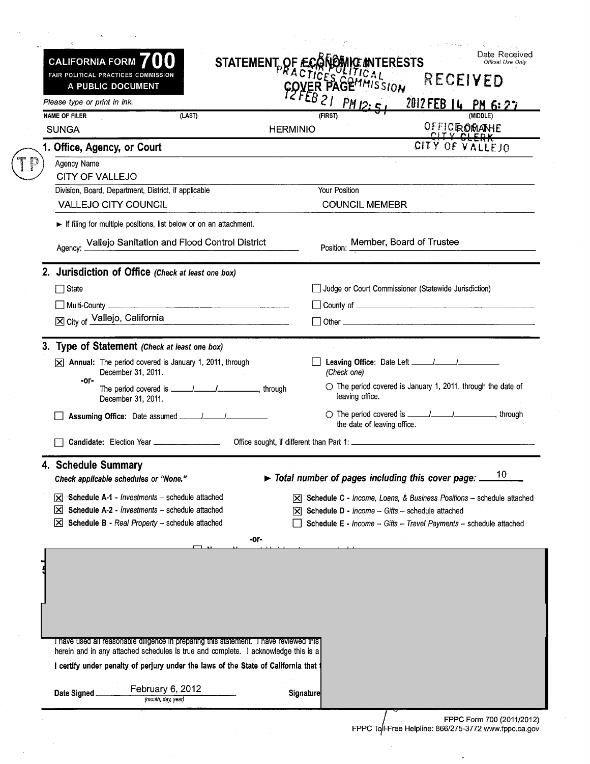**CALIFORNIA FORM 700**
FAIR POLITICAL PRACTICES COMMISSION
**A PUBLIC DOCUMENT**

# STATEMENT OF ECONOMIC INTERESTS
## COVER PAGE

RECEIVED FAIR POLITICAL PRACTICES COMMISSION
12 FEB 21 PM 12:51

Date Received
*Official Use Only*

RECEIVED
2012 FEB 14 PM 6:27
OFFICE OF THE CITY CLERK
CITY OF VALLEJO

*Please type or print in ink.*

| NAME OF FILER (LAST) | (FIRST) | (MIDDLE) |
|---|---|---|
| SUNGA | HERMINIO | ROMANE |

TP

## 1. Office, Agency, or Court

Agency Name
CITY OF VALLEJO

| Division, Board, Department, District, if applicable | Your Position |
|---|---|
| VALLEJO CITY COUNCIL | COUNCIL MEMEBR |

► If filing for multiple positions, list below or on an attachment.

Agency: Vallejo Sanitation and Flood Control District    Position: Member, Board of Trustee

## 2. Jurisdiction of Office *(Check at least one box)*

- ☐ State
- ☐ Judge or Court Commissioner (Statewide Jurisdiction)
- ☐ Multi-County ______
- ☐ County of ______
- ☒ City of Vallejo, California
- ☐ Other ______

## 3. Type of Statement *(Check at least one box)*

- ☒ **Annual:** The period covered is January 1, 2011, through December 31, 2011.
  -or-
  The period covered is ___/___/_____, through December 31, 2011.
- ☐ **Assuming Office:** Date assumed ___/___/_____
- ☐ **Leaving Office:** Date Left ___/___/_____ *(Check one)*
  - ○ The period covered is January 1, 2011, through the date of leaving office.
  - ○ The period covered is ___/___/_____, through the date of leaving office.
- ☐ **Candidate:** Election Year ______ Office sought, if different than Part 1: ______

## 4. Schedule Summary

*Check applicable schedules or "None."*

► ***Total number of pages including this cover page:*** 10

- ☒ **Schedule A-1** - *Investments* – schedule attached
- ☒ **Schedule A-2** - *Investments* – schedule attached
- ☒ **Schedule B** - *Real Property* – schedule attached
- ☒ **Schedule C** - *Income, Loans, & Business Positions* – schedule attached
- ☒ **Schedule D** - *Income – Gifts* – schedule attached
- ☐ **Schedule E** - *Income – Gifts – Travel Payments* – schedule attached

-or-

I have used all reasonable diligence in preparing this statement. I have reviewed this herein and in any attached schedules is true and complete. I acknowledge this is a

**I certify under penalty of perjury under the laws of the State of California that**

Date Signed February 6, 2012 *(month, day, year)*    Signature

FPPC Form 700 (2011/2012)
FPPC Toll-Free Helpline: 866/275-3772 www.fppc.ca.gov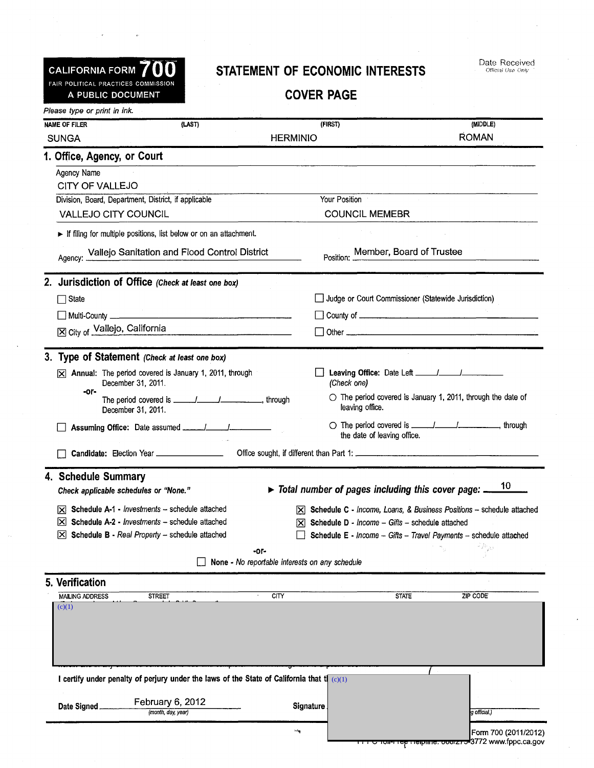CALIFORNIA FORM **700**
FAIR POLITICAL PRACTICES COMMISSION
A PUBLIC DOCUMENT

# STATEMENT OF ECONOMIC INTERESTS

## COVER PAGE

Date Received
*Official Use Only*

*Please type or print in ink.*

| NAME OF FILER (LAST) | (FIRST) | (MIDDLE) |
|---|---|---|
| SUNGA | HERMINIO | ROMAN |

## 1. Office, Agency, or Court

Agency Name
CITY OF VALLEJO

| Division, Board, Department, District, if applicable | Your Position |
|---|---|
| VALLEJO CITY COUNCIL | COUNCIL MEMEBR |

► If filing for multiple positions, list below or on an attachment.

Agency: Vallejo Sanitation and Flood Control District    Position: Member, Board of Trustee

## 2. Jurisdiction of Office *(Check at least one box)*

- ☐ State
- ☐ Multi-County ______
- ☒ City of Vallejo, California
- ☐ Judge or Court Commissioner (Statewide Jurisdiction)
- ☐ County of ______
- ☐ Other ______

## 3. Type of Statement *(Check at least one box)*

- ☒ **Annual:** The period covered is January 1, 2011, through December 31, 2011.
  -or-
  The period covered is ___/___/______, through December 31, 2011.
- ☐ **Assuming Office:** Date assumed ___/___/______
- ☐ **Leaving Office:** Date Left ___/___/______ *(Check one)*
  - ○ The period covered is January 1, 2011, through the date of leaving office.
  - ○ The period covered is ___/___/______, through the date of leaving office.
- ☐ **Candidate:** Election Year ______ Office sought, if different than Part 1: ______

## 4. Schedule Summary

*Check applicable schedules or "None."*

► ***Total number of pages including this cover page:*** 10

- ☒ **Schedule A-1** - *Investments* – schedule attached
- ☒ **Schedule A-2** - *Investments* – schedule attached
- ☒ **Schedule B** - *Real Property* – schedule attached
- ☒ **Schedule C** - *Income, Loans, & Business Positions* – schedule attached
- ☒ **Schedule D** - *Income – Gifts* – schedule attached
- ☐ **Schedule E** - *Income – Gifts – Travel Payments* – schedule attached

-or-

☐ **None** - *No reportable interests on any schedule*

## 5. Verification

| MAILING ADDRESS | STREET | CITY | STATE | ZIP CODE |
|---|---|---|---|---|
| (c)(1) | | | | |

I certify under penalty of perjury under the laws of the State of California that t (c)(1)

Date Signed February 6, 2012 *(month, day, year)*    Signature ______ *g official.)*

FPPC Form 700 (2011/2012)
FPPC Toll-Free Helpline: 866/275-3772 www.fppc.ca.gov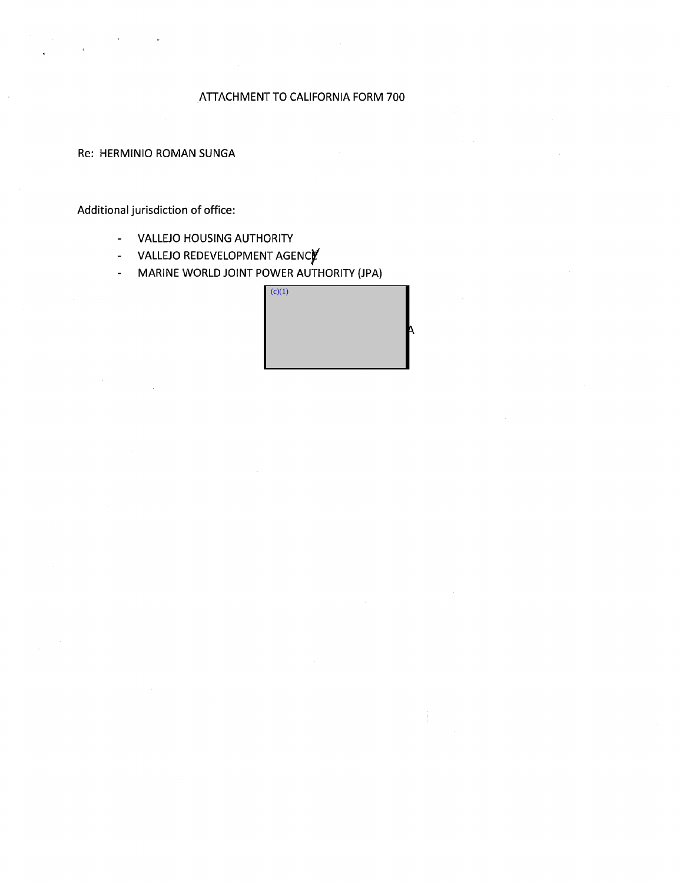ATTACHMENT TO CALIFORNIA FORM 700

Re: HERMINIO ROMAN SUNGA

Additional jurisdiction of office:

- VALLEJO HOUSING AUTHORITY
- VALLEJO REDEVELOPMENT AGENCY
- MARINE WORLD JOINT POWER AUTHORITY (JPA)

(c)(1)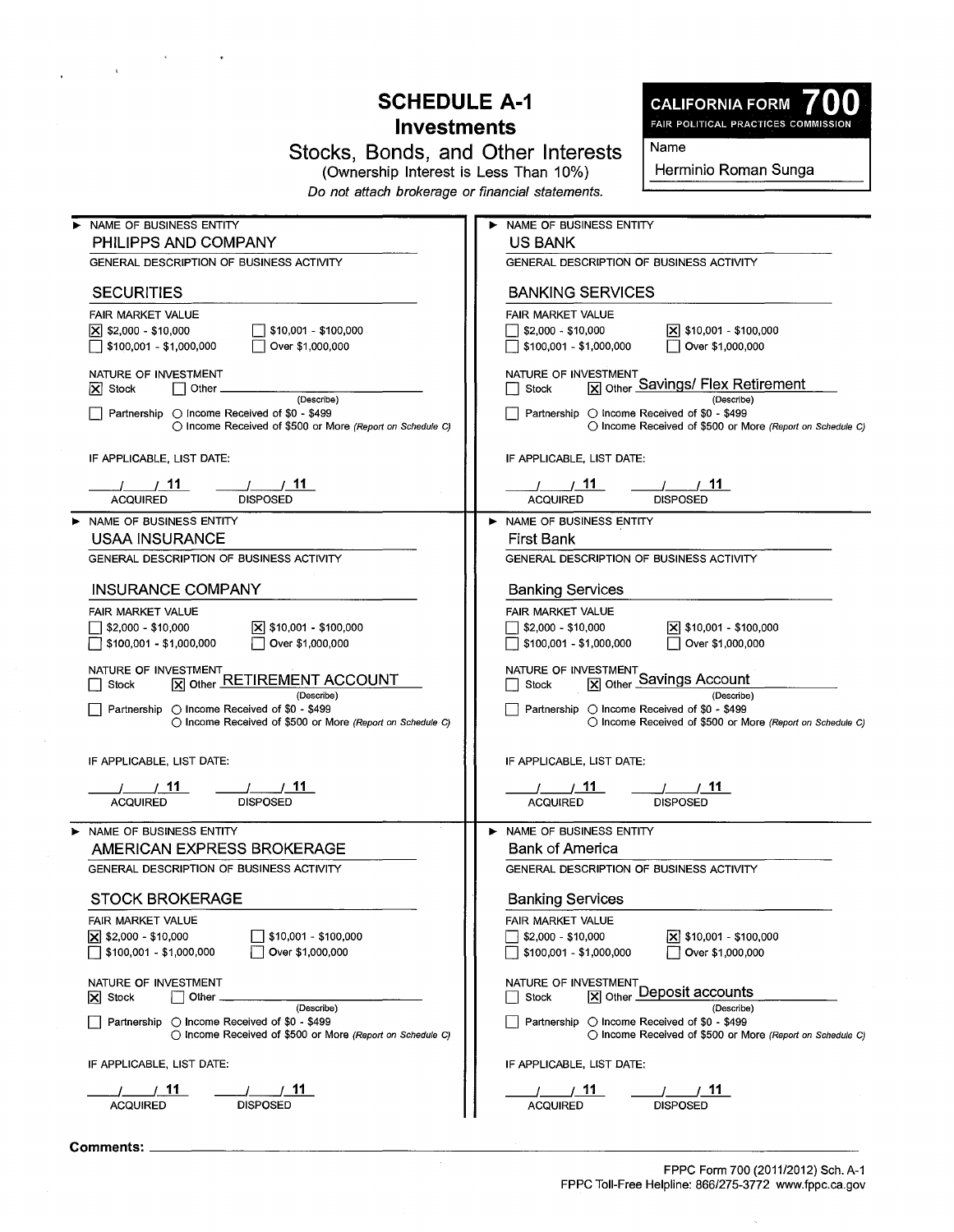# SCHEDULE A-1
## Investments
### Stocks, Bonds, and Other Interests
(Ownership Interest is Less Than 10%)

*Do not attach brokerage or financial statements.*

**CALIFORNIA FORM 700**
FAIR POLITICAL PRACTICES COMMISSION

Name: Herminio Roman Sunga

---

**NAME OF BUSINESS ENTITY**
PHILIPPS AND COMPANY

**GENERAL DESCRIPTION OF BUSINESS ACTIVITY**
SECURITIES

**FAIR MARKET VALUE**
- [X] $2,000 - $10,000
- [ ] $10,001 - $100,000
- [ ] $100,001 - $1,000,000
- [ ] Over $1,000,000

**NATURE OF INVESTMENT**
- [X] Stock
- [ ] Other ______ (Describe)
- [ ] Partnership ○ Income Received of $0 - $499 ○ Income Received of $500 or More *(Report on Schedule C)*

IF APPLICABLE, LIST DATE:
__/__/11 ACQUIRED __/__/11 DISPOSED

---

**NAME OF BUSINESS ENTITY**
US BANK

**GENERAL DESCRIPTION OF BUSINESS ACTIVITY**
BANKING SERVICES

**FAIR MARKET VALUE**
- [ ] $2,000 - $10,000
- [X] $10,001 - $100,000
- [ ] $100,001 - $1,000,000
- [ ] Over $1,000,000

**NATURE OF INVESTMENT**
- [ ] Stock
- [X] Other Savings/ Flex Retirement (Describe)
- [ ] Partnership ○ Income Received of $0 - $499 ○ Income Received of $500 or More *(Report on Schedule C)*

IF APPLICABLE, LIST DATE:
__/__/11 ACQUIRED __/__/11 DISPOSED

---

**NAME OF BUSINESS ENTITY**
USAA INSURANCE

**GENERAL DESCRIPTION OF BUSINESS ACTIVITY**
INSURANCE COMPANY

**FAIR MARKET VALUE**
- [ ] $2,000 - $10,000
- [X] $10,001 - $100,000
- [ ] $100,001 - $1,000,000
- [ ] Over $1,000,000

**NATURE OF INVESTMENT**
- [ ] Stock
- [X] Other RETIREMENT ACCOUNT (Describe)
- [ ] Partnership ○ Income Received of $0 - $499 ○ Income Received of $500 or More *(Report on Schedule C)*

IF APPLICABLE, LIST DATE:
__/__/11 ACQUIRED __/__/11 DISPOSED

---

**NAME OF BUSINESS ENTITY**
First Bank

**GENERAL DESCRIPTION OF BUSINESS ACTIVITY**
Banking Services

**FAIR MARKET VALUE**
- [ ] $2,000 - $10,000
- [X] $10,001 - $100,000
- [ ] $100,001 - $1,000,000
- [ ] Over $1,000,000

**NATURE OF INVESTMENT**
- [ ] Stock
- [X] Other Savings Account (Describe)
- [ ] Partnership ○ Income Received of $0 - $499 ○ Income Received of $500 or More *(Report on Schedule C)*

IF APPLICABLE, LIST DATE:
__/__/11 ACQUIRED __/__/11 DISPOSED

---

**NAME OF BUSINESS ENTITY**
AMERICAN EXPRESS BROKERAGE

**GENERAL DESCRIPTION OF BUSINESS ACTIVITY**
STOCK BROKERAGE

**FAIR MARKET VALUE**
- [X] $2,000 - $10,000
- [ ] $10,001 - $100,000
- [ ] $100,001 - $1,000,000
- [ ] Over $1,000,000

**NATURE OF INVESTMENT**
- [X] Stock
- [ ] Other ______ (Describe)
- [ ] Partnership ○ Income Received of $0 - $499 ○ Income Received of $500 or More *(Report on Schedule C)*

IF APPLICABLE, LIST DATE:
__/__/11 ACQUIRED __/__/11 DISPOSED

---

**NAME OF BUSINESS ENTITY**
Bank of America

**GENERAL DESCRIPTION OF BUSINESS ACTIVITY**
Banking Services

**FAIR MARKET VALUE**
- [ ] $2,000 - $10,000
- [X] $10,001 - $100,000
- [ ] $100,001 - $1,000,000
- [ ] Over $1,000,000

**NATURE OF INVESTMENT**
- [ ] Stock
- [X] Other Deposit accounts (Describe)
- [ ] Partnership ○ Income Received of $0 - $499 ○ Income Received of $500 or More *(Report on Schedule C)*

IF APPLICABLE, LIST DATE:
__/__/11 ACQUIRED __/__/11 DISPOSED

---

**Comments:** ______

FPPC Form 700 (2011/2012) Sch. A-1
FPPC Toll-Free Helpline: 866/275-3772 www.fppc.ca.gov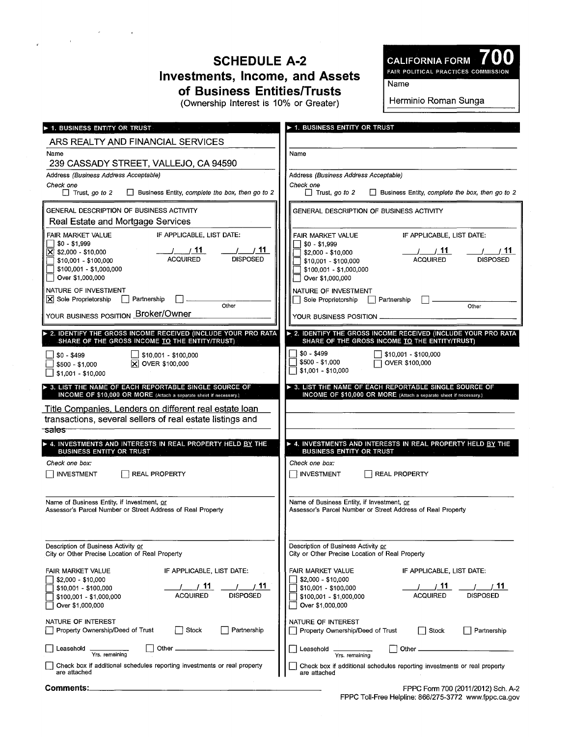# SCHEDULE A-2
## Investments, Income, and Assets of Business Entities/Trusts

(Ownership Interest is 10% or Greater)

**CALIFORNIA FORM 700**
FAIR POLITICAL PRACTICES COMMISSION

Name: Herminio Roman Sunga

---

### ► 1. BUSINESS ENTITY OR TRUST

ARS REALTY AND FINANCIAL SERVICES
Name

239 CASSADY STREET, VALLEJO, CA 94590
Address (Business Address Acceptable)

Check one
☐ Trust, go to 2 ☐ Business Entity, complete the box, then go to 2

GENERAL DESCRIPTION OF BUSINESS ACTIVITY
Real Estate and Mortgage Services

FAIR MARKET VALUE
☐ $0 - $1,999
☒ $2,000 - $10,000
☐ $10,001 - $100,000
☐ $100,001 - $1,000,000
☐ Over $1,000,000

IF APPLICABLE, LIST DATE:
___/___/ 11 ACQUIRED ___/___/ 11 DISPOSED

NATURE OF INVESTMENT
☒ Sole Proprietorship ☐ Partnership ☐ Other ______

YOUR BUSINESS POSITION Broker/Owner

### ► 2. IDENTIFY THE GROSS INCOME RECEIVED (INCLUDE YOUR PRO RATA SHARE OF THE GROSS INCOME TO THE ENTITY/TRUST)

☐ $0 - $499
☐ $500 - $1,000
☐ $1,001 - $10,000
☐ $10,001 - $100,000
☒ OVER $100,000

### ► 3. LIST THE NAME OF EACH REPORTABLE SINGLE SOURCE OF INCOME OF $10,000 OR MORE (Attach a separate sheet if necessary.)

Title Companies, Lenders on different real estate loan transactions, several sellers of real estate listings and sales

### ► 4. INVESTMENTS AND INTERESTS IN REAL PROPERTY HELD BY THE BUSINESS ENTITY OR TRUST

Check one box:
☐ INVESTMENT ☐ REAL PROPERTY

Name of Business Entity, if Investment, or Assessor's Parcel Number or Street Address of Real Property

Description of Business Activity or City or Other Precise Location of Real Property

FAIR MARKET VALUE
☐ $2,000 - $10,000
☐ $10,001 - $100,000
☐ $100,001 - $1,000,000
☐ Over $1,000,000

IF APPLICABLE, LIST DATE:
___/___/ 11 ACQUIRED ___/___/ 11 DISPOSED

NATURE OF INTEREST
☐ Property Ownership/Deed of Trust ☐ Stock ☐ Partnership
☐ Leasehold ______ Yrs. remaining ☐ Other ______

☐ Check box if additional schedules reporting investments or real property are attached

---

### ► 1. BUSINESS ENTITY OR TRUST

Name

Address (Business Address Acceptable)

Check one
☐ Trust, go to 2 ☐ Business Entity, complete the box, then go to 2

GENERAL DESCRIPTION OF BUSINESS ACTIVITY

FAIR MARKET VALUE
☐ $0 - $1,999
☐ $2,000 - $10,000
☐ $10,001 - $100,000
☐ $100,001 - $1,000,000
☐ Over $1,000,000

IF APPLICABLE, LIST DATE:
___/___/ 11 ACQUIRED ___/___/ 11 DISPOSED

NATURE OF INVESTMENT
☐ Sole Proprietorship ☐ Partnership ☐ Other ______

YOUR BUSINESS POSITION ______

### ► 2. IDENTIFY THE GROSS INCOME RECEIVED (INCLUDE YOUR PRO RATA SHARE OF THE GROSS INCOME TO THE ENTITY/TRUST)

☐ $0 - $499
☐ $500 - $1,000
☐ $1,001 - $10,000
☐ $10,001 - $100,000
☐ OVER $100,000

### ► 3. LIST THE NAME OF EACH REPORTABLE SINGLE SOURCE OF INCOME OF $10,000 OR MORE (Attach a separate sheet if necessary.)

### ► 4. INVESTMENTS AND INTERESTS IN REAL PROPERTY HELD BY THE BUSINESS ENTITY OR TRUST

Check one box:
☐ INVESTMENT ☐ REAL PROPERTY

Name of Business Entity, if Investment, or Assessor's Parcel Number or Street Address of Real Property

Description of Business Activity or City or Other Precise Location of Real Property

FAIR MARKET VALUE
☐ $2,000 - $10,000
☐ $10,001 - $100,000
☐ $100,001 - $1,000,000
☐ Over $1,000,000

IF APPLICABLE, LIST DATE:
___/___/ 11 ACQUIRED ___/___/ 11 DISPOSED

NATURE OF INTEREST
☐ Property Ownership/Deed of Trust ☐ Stock ☐ Partnership
☐ Leasehold ______ Yrs. remaining ☐ Other ______

☐ Check box if additional schedules reporting investments or real property are attached

---

**Comments:** ______

FPPC Form 700 (2011/2012) Sch. A-2
FPPC Toll-Free Helpline: 866/275-3772 www.fppc.ca.gov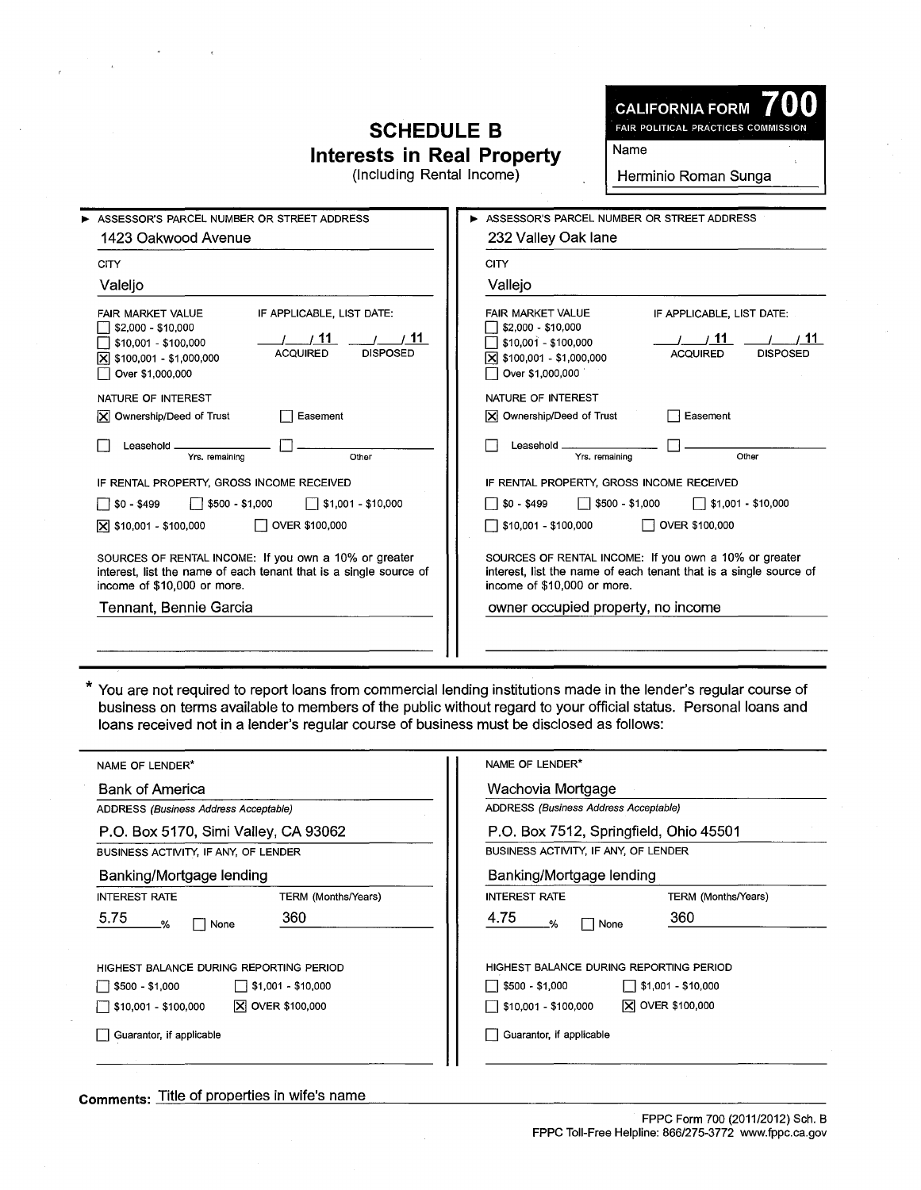# SCHEDULE B
## Interests in Real Property
(Including Rental Income)

**CALIFORNIA FORM 700**
FAIR POLITICAL PRACTICES COMMISSION

Name: Herminio Roman Sunga

---

**► ASSESSOR'S PARCEL NUMBER OR STREET ADDRESS**
1423 Oakwood Avenue

**CITY**
Valeljo

**FAIR MARKET VALUE**
- [ ] $2,000 - $10,000
- [ ] $10,001 - $100,000
- [X] $100,001 - $1,000,000
- [ ] Over $1,000,000

**IF APPLICABLE, LIST DATE:**
/ / 11 ACQUIRED — / / 11 DISPOSED

**NATURE OF INTEREST**
- [X] Ownership/Deed of Trust
- [ ] Easement
- [ ] Leasehold ______ Yrs. remaining
- [ ] ______ Other

**IF RENTAL PROPERTY, GROSS INCOME RECEIVED**
- [ ] $0 - $499
- [ ] $500 - $1,000
- [ ] $1,001 - $10,000
- [X] $10,001 - $100,000
- [ ] OVER $100,000

**SOURCES OF RENTAL INCOME:** If you own a 10% or greater interest, list the name of each tenant that is a single source of income of $10,000 or more.

Tennant, Bennie Garcia

---

**► ASSESSOR'S PARCEL NUMBER OR STREET ADDRESS**
232 Valley Oak lane

**CITY**
Vallejo

**FAIR MARKET VALUE**
- [ ] $2,000 - $10,000
- [ ] $10,001 - $100,000
- [X] $100,001 - $1,000,000
- [ ] Over $1,000,000

**IF APPLICABLE, LIST DATE:**
/ / 11 ACQUIRED — / / 11 DISPOSED

**NATURE OF INTEREST**
- [X] Ownership/Deed of Trust
- [ ] Easement
- [ ] Leasehold ______ Yrs. remaining
- [ ] ______ Other

**IF RENTAL PROPERTY, GROSS INCOME RECEIVED**
- [ ] $0 - $499
- [ ] $500 - $1,000
- [ ] $1,001 - $10,000
- [ ] $10,001 - $100,000
- [ ] OVER $100,000

**SOURCES OF RENTAL INCOME:** If you own a 10% or greater interest, list the name of each tenant that is a single source of income of $10,000 or more.

owner occupied property, no income

---

\* You are not required to report loans from commercial lending institutions made in the lender's regular course of business on terms available to members of the public without regard to your official status. Personal loans and loans received not in a lender's regular course of business must be disclosed as follows:

---

**NAME OF LENDER\***
Bank of America

**ADDRESS** *(Business Address Acceptable)*
P.O. Box 5170, Simi Valley, CA 93062

**BUSINESS ACTIVITY, IF ANY, OF LENDER**
Banking/Mortgage lending

**INTEREST RATE:** 5.75 % [ ] None
**TERM (Months/Years):** 360

**HIGHEST BALANCE DURING REPORTING PERIOD**
- [ ] $500 - $1,000
- [ ] $1,001 - $10,000
- [ ] $10,001 - $100,000
- [X] OVER $100,000

- [ ] Guarantor, if applicable

---

**NAME OF LENDER\***
Wachovia Mortgage

**ADDRESS** *(Business Address Acceptable)*
P.O. Box 7512, Springfield, Ohio 45501

**BUSINESS ACTIVITY, IF ANY, OF LENDER**
Banking/Mortgage lending

**INTEREST RATE:** 4.75 % [ ] None
**TERM (Months/Years):** 360

**HIGHEST BALANCE DURING REPORTING PERIOD**
- [ ] $500 - $1,000
- [ ] $1,001 - $10,000
- [ ] $10,001 - $100,000
- [X] OVER $100,000

- [ ] Guarantor, if applicable

---

**Comments:** Title of properties in wife's name

FPPC Form 700 (2011/2012) Sch. B
FPPC Toll-Free Helpline: 866/275-3772 www.fppc.ca.gov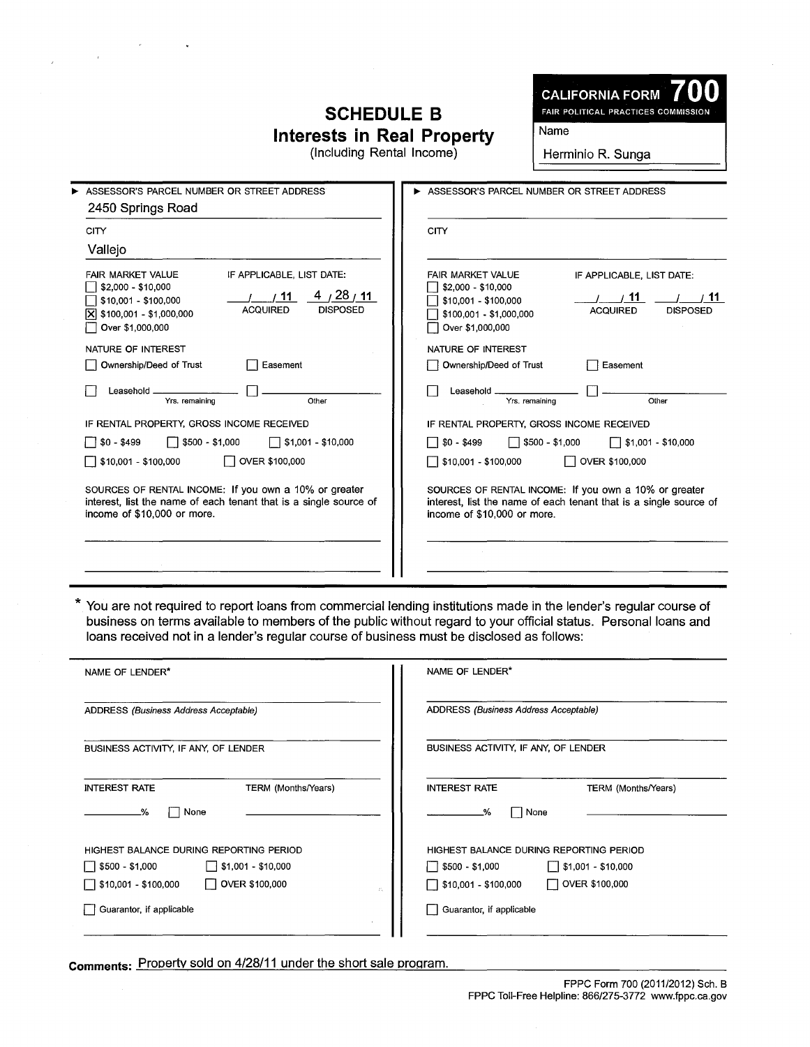# SCHEDULE B
## Interests in Real Property
(Including Rental Income)

**CALIFORNIA FORM 700**
FAIR POLITICAL PRACTICES COMMISSION

Name

Herminio R. Sunga

---

**► ASSESSOR'S PARCEL NUMBER OR STREET ADDRESS**

2450 Springs Road

**CITY**

Vallejo

**FAIR MARKET VALUE**

- [ ] $2,000 - $10,000
- [ ] $10,001 - $100,000
- [X] $100,001 - $1,000,000
- [ ] Over $1,000,000

**IF APPLICABLE, LIST DATE:**

\_\_/\_\_/ 11 ACQUIRED    4 / 28 / 11 DISPOSED

**NATURE OF INTEREST**

- [ ] Ownership/Deed of Trust
- [ ] Easement
- [ ] Leasehold \_\_\_\_\_\_\_\_ Yrs. remaining
- [ ] \_\_\_\_\_\_\_\_ Other

**IF RENTAL PROPERTY, GROSS INCOME RECEIVED**

- [ ] $0 - $499
- [ ] $500 - $1,000
- [ ] $1,001 - $10,000
- [ ] $10,001 - $100,000
- [ ] OVER $100,000

SOURCES OF RENTAL INCOME: If you own a 10% or greater interest, list the name of each tenant that is a single source of income of $10,000 or more.

---

**► ASSESSOR'S PARCEL NUMBER OR STREET ADDRESS**

**CITY**

**FAIR MARKET VALUE**

- [ ] $2,000 - $10,000
- [ ] $10,001 - $100,000
- [ ] $100,001 - $1,000,000
- [ ] Over $1,000,000

**IF APPLICABLE, LIST DATE:**

\_\_/\_\_/ 11 ACQUIRED    \_\_/\_\_/ 11 DISPOSED

**NATURE OF INTEREST**

- [ ] Ownership/Deed of Trust
- [ ] Easement
- [ ] Leasehold \_\_\_\_\_\_\_\_ Yrs. remaining
- [ ] \_\_\_\_\_\_\_\_ Other

**IF RENTAL PROPERTY, GROSS INCOME RECEIVED**

- [ ] $0 - $499
- [ ] $500 - $1,000
- [ ] $1,001 - $10,000
- [ ] $10,001 - $100,000
- [ ] OVER $100,000

SOURCES OF RENTAL INCOME: If you own a 10% or greater interest, list the name of each tenant that is a single source of income of $10,000 or more.

---

\* You are not required to report loans from commercial lending institutions made in the lender's regular course of business on terms available to members of the public without regard to your official status. Personal loans and loans received not in a lender's regular course of business must be disclosed as follows:

| NAME OF LENDER* | NAME OF LENDER* |
|---|---|
| ADDRESS *(Business Address Acceptable)* | ADDRESS *(Business Address Acceptable)* |
| BUSINESS ACTIVITY, IF ANY, OF LENDER | BUSINESS ACTIVITY, IF ANY, OF LENDER |
| INTEREST RATE \_\_\_% [ ] None — TERM (Months/Years) | INTEREST RATE \_\_\_% [ ] None — TERM (Months/Years) |
| HIGHEST BALANCE DURING REPORTING PERIOD: [ ] $500 - $1,000 [ ] $1,001 - $10,000 [ ] $10,001 - $100,000 [ ] OVER $100,000 | HIGHEST BALANCE DURING REPORTING PERIOD: [ ] $500 - $1,000 [ ] $1,001 - $10,000 [ ] $10,001 - $100,000 [ ] OVER $100,000 |
| [ ] Guarantor, if applicable | [ ] Guarantor, if applicable |

**Comments:** Property sold on 4/28/11 under the short sale program.

FPPC Form 700 (2011/2012) Sch. B
FPPC Toll-Free Helpline: 866/275-3772 www.fppc.ca.gov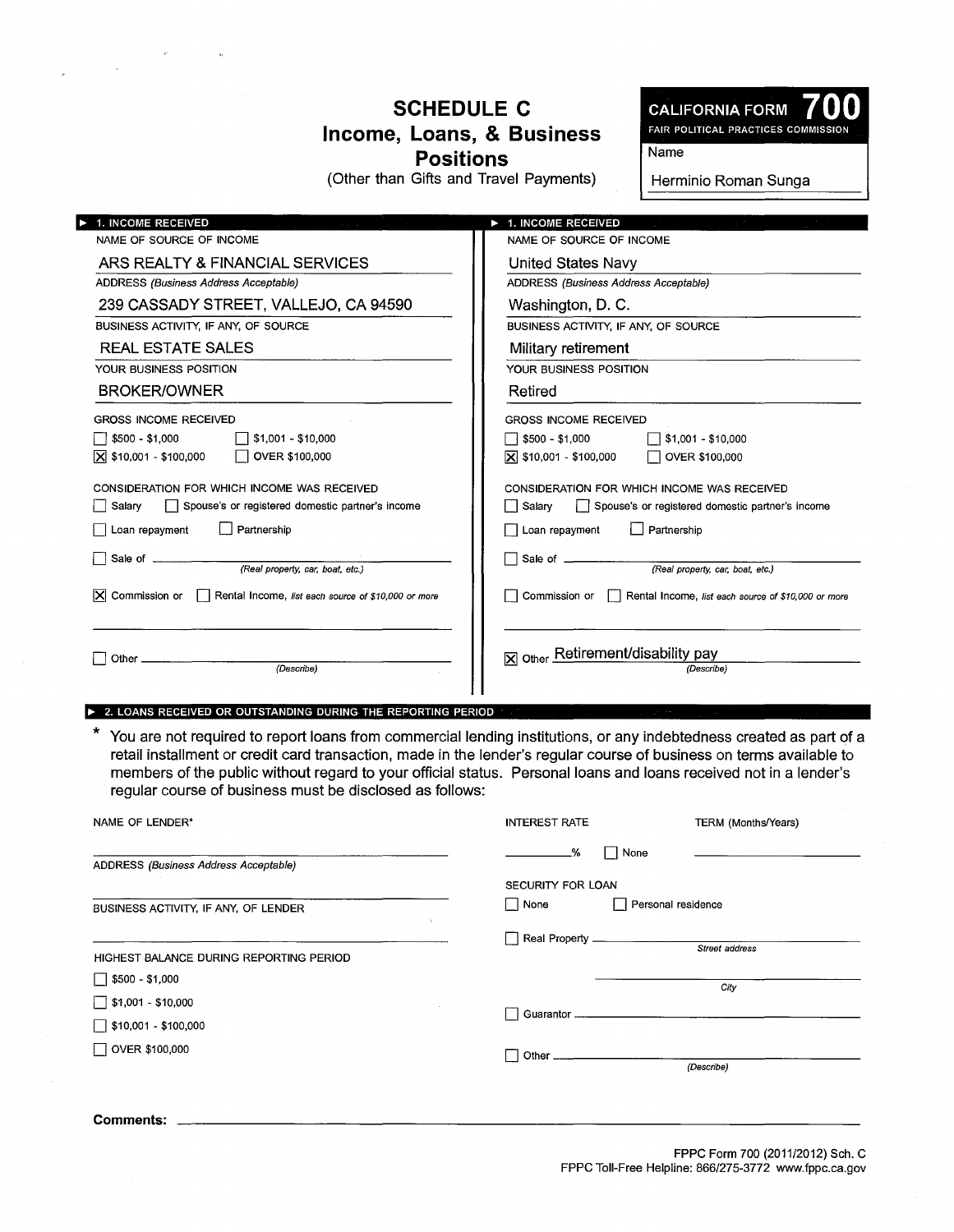# SCHEDULE C
## Income, Loans, & Business Positions
(Other than Gifts and Travel Payments)

**CALIFORNIA FORM 700**
FAIR POLITICAL PRACTICES COMMISSION

Name: Herminio Roman Sunga

---

### ▶ 1. INCOME RECEIVED

NAME OF SOURCE OF INCOME
ARS REALTY & FINANCIAL SERVICES

ADDRESS *(Business Address Acceptable)*
239 CASSADY STREET, VALLEJO, CA 94590

BUSINESS ACTIVITY, IF ANY, OF SOURCE
REAL ESTATE SALES

YOUR BUSINESS POSITION
BROKER/OWNER

GROSS INCOME RECEIVED
- [ ] $500 - $1,000
- [ ] $1,001 - $10,000
- [X] $10,001 - $100,000
- [ ] OVER $100,000

CONSIDERATION FOR WHICH INCOME WAS RECEIVED
- [ ] Salary
- [ ] Spouse's or registered domestic partner's income
- [ ] Loan repayment
- [ ] Partnership
- [ ] Sale of ______ *(Real property, car, boat, etc.)*
- [X] Commission or [ ] Rental Income, *list each source of $10,000 or more*
- [ ] Other ______ *(Describe)*

### ▶ 1. INCOME RECEIVED

NAME OF SOURCE OF INCOME
United States Navy

ADDRESS *(Business Address Acceptable)*
Washington, D. C.

BUSINESS ACTIVITY, IF ANY, OF SOURCE
Military retirement

YOUR BUSINESS POSITION
Retired

GROSS INCOME RECEIVED
- [ ] $500 - $1,000
- [ ] $1,001 - $10,000
- [X] $10,001 - $100,000
- [ ] OVER $100,000

CONSIDERATION FOR WHICH INCOME WAS RECEIVED
- [ ] Salary
- [ ] Spouse's or registered domestic partner's income
- [ ] Loan repayment
- [ ] Partnership
- [ ] Sale of ______ *(Real property, car, boat, etc.)*
- [ ] Commission or [ ] Rental Income, *list each source of $10,000 or more*
- [X] Other Retirement/disability pay *(Describe)*

---

### ▶ 2. LOANS RECEIVED OR OUTSTANDING DURING THE REPORTING PERIOD

\* You are not required to report loans from commercial lending institutions, or any indebtedness created as part of a retail installment or credit card transaction, made in the lender's regular course of business on terms available to members of the public without regard to your official status. Personal loans and loans received not in a lender's regular course of business must be disclosed as follows:

NAME OF LENDER*
______

ADDRESS *(Business Address Acceptable)*
______

BUSINESS ACTIVITY, IF ANY, OF LENDER
______

HIGHEST BALANCE DURING REPORTING PERIOD
- [ ] $500 - $1,000
- [ ] $1,001 - $10,000
- [ ] $10,001 - $100,000
- [ ] OVER $100,000

INTEREST RATE
______ % [ ] None

TERM (Months/Years)
______

SECURITY FOR LOAN
- [ ] None
- [ ] Personal residence
- [ ] Real Property ______ *Street address* ______ *City*
- [ ] Guarantor ______
- [ ] Other ______ *(Describe)*

**Comments:** ______

FPPC Form 700 (2011/2012) Sch. C
FPPC Toll-Free Helpline: 866/275-3772 www.fppc.ca.gov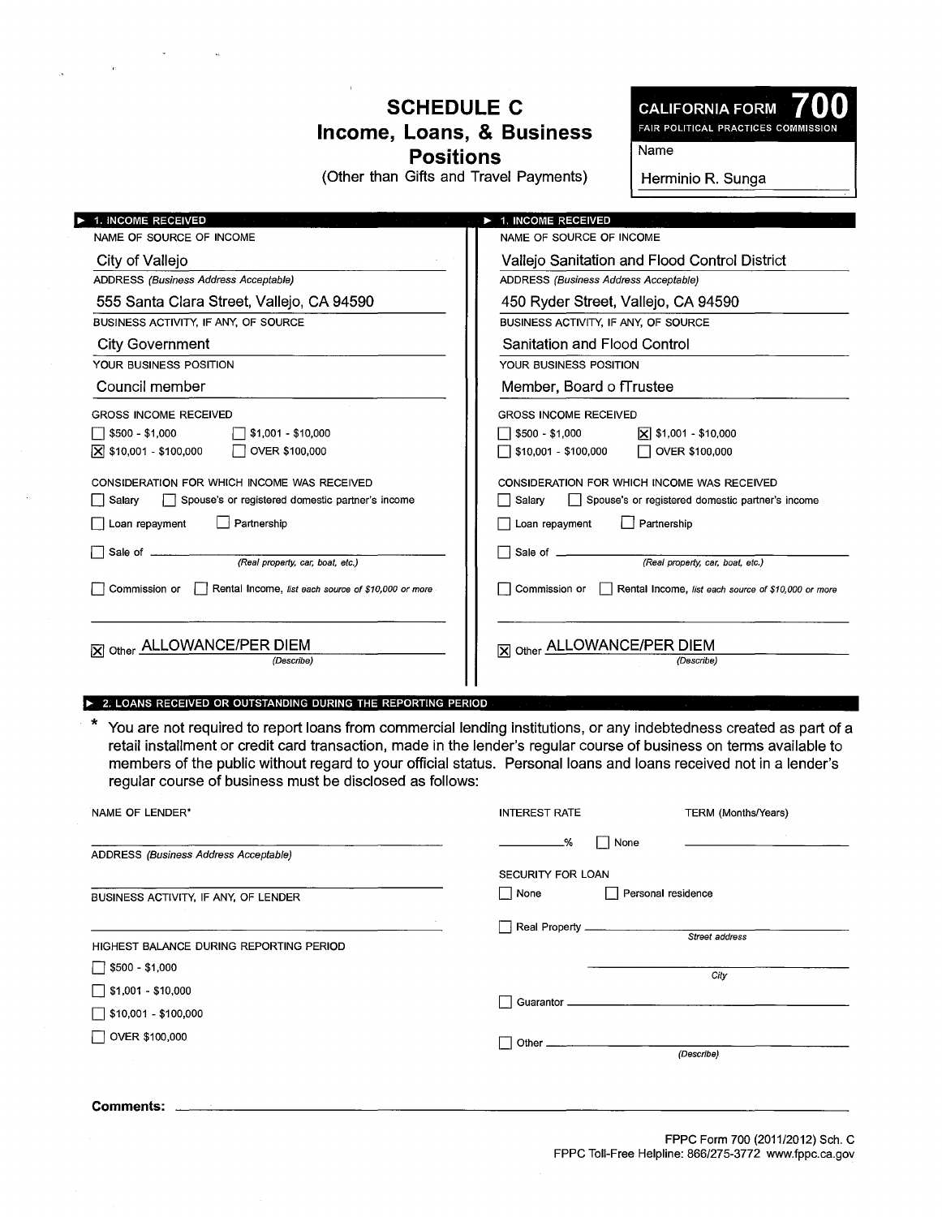# SCHEDULE C
## Income, Loans, & Business Positions
(Other than Gifts and Travel Payments)

**CALIFORNIA FORM 700**
FAIR POLITICAL PRACTICES COMMISSION

Name: Herminio R. Sunga

---

### ▶ 1. INCOME RECEIVED

| | |
|---|---|
| NAME OF SOURCE OF INCOME | City of Vallejo |
| ADDRESS *(Business Address Acceptable)* | 555 Santa Clara Street, Vallejo, CA 94590 |
| BUSINESS ACTIVITY, IF ANY, OF SOURCE | City Government |
| YOUR BUSINESS POSITION | Council member |

GROSS INCOME RECEIVED

- [ ] $500 - $1,000
- [ ] $1,001 - $10,000
- [X] $10,001 - $100,000
- [ ] OVER $100,000

CONSIDERATION FOR WHICH INCOME WAS RECEIVED

- [ ] Salary
- [ ] Spouse's or registered domestic partner's income
- [ ] Loan repayment
- [ ] Partnership
- [ ] Sale of ________ *(Real property, car, boat, etc.)*
- [ ] Commission or
- [ ] Rental Income, *list each source of $10,000 or more*
- [X] Other ALLOWANCE/PER DIEM *(Describe)*

---

### ▶ 1. INCOME RECEIVED

| | |
|---|---|
| NAME OF SOURCE OF INCOME | Vallejo Sanitation and Flood Control District |
| ADDRESS *(Business Address Acceptable)* | 450 Ryder Street, Vallejo, CA 94590 |
| BUSINESS ACTIVITY, IF ANY, OF SOURCE | Sanitation and Flood Control |
| YOUR BUSINESS POSITION | Member, Board o fTrustee |

GROSS INCOME RECEIVED

- [ ] $500 - $1,000
- [X] $1,001 - $10,000
- [ ] $10,001 - $100,000
- [ ] OVER $100,000

CONSIDERATION FOR WHICH INCOME WAS RECEIVED

- [ ] Salary
- [ ] Spouse's or registered domestic partner's income
- [ ] Loan repayment
- [ ] Partnership
- [ ] Sale of ________ *(Real property, car, boat, etc.)*
- [ ] Commission or
- [ ] Rental Income, *list each source of $10,000 or more*
- [X] Other ALLOWANCE/PER DIEM *(Describe)*

---

### ▶ 2. LOANS RECEIVED OR OUTSTANDING DURING THE REPORTING PERIOD

\* You are not required to report loans from commercial lending institutions, or any indebtedness created as part of a retail installment or credit card transaction, made in the lender's regular course of business on terms available to members of the public without regard to your official status. Personal loans and loans received not in a lender's regular course of business must be disclosed as follows:

NAME OF LENDER* ________

ADDRESS *(Business Address Acceptable)* ________

BUSINESS ACTIVITY, IF ANY, OF LENDER ________

HIGHEST BALANCE DURING REPORTING PERIOD

- [ ] $500 - $1,000
- [ ] $1,001 - $10,000
- [ ] $10,001 - $100,000
- [ ] OVER $100,000

INTEREST RATE ________% [ ] None

TERM (Months/Years) ________

SECURITY FOR LOAN

- [ ] None
- [ ] Personal residence
- [ ] Real Property ________ *Street address* ________ *City*
- [ ] Guarantor ________
- [ ] Other ________ *(Describe)*

**Comments:** ________

FPPC Form 700 (2011/2012) Sch. C
FPPC Toll-Free Helpline: 866/275-3772 www.fppc.ca.gov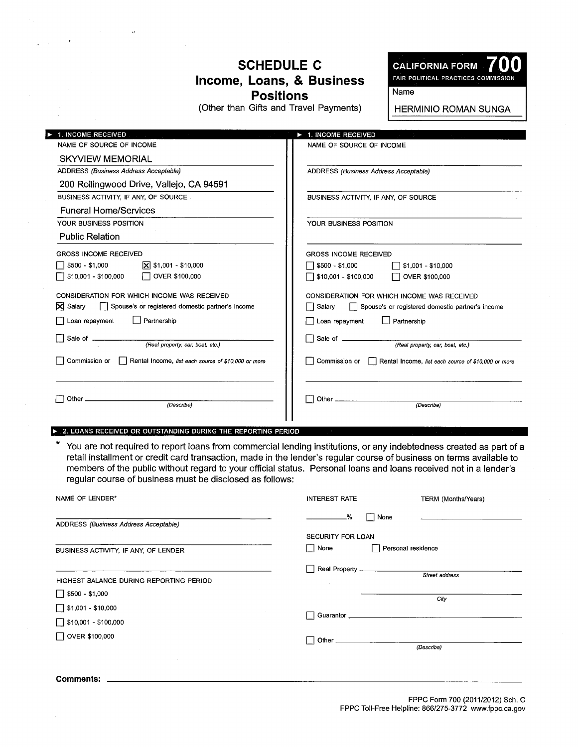# SCHEDULE C
## Income, Loans, & Business Positions
(Other than Gifts and Travel Payments)

**CALIFORNIA FORM 700**
FAIR POLITICAL PRACTICES COMMISSION

Name: HERMINIO ROMAN SUNGA

### ▶ 1. INCOME RECEIVED

NAME OF SOURCE OF INCOME: SKYVIEW MEMORIAL

ADDRESS *(Business Address Acceptable)*: 200 Rollingwood Drive, Vallejo, CA 94591

BUSINESS ACTIVITY, IF ANY, OF SOURCE: Funeral Home/Services

YOUR BUSINESS POSITION: Public Relation

GROSS INCOME RECEIVED

- ☐ $500 - $1,000
- ☒ $1,001 - $10,000
- ☐ $10,001 - $100,000
- ☐ OVER $100,000

CONSIDERATION FOR WHICH INCOME WAS RECEIVED

- ☒ Salary
- ☐ Spouse's or registered domestic partner's income
- ☐ Loan repayment
- ☐ Partnership
- ☐ Sale of ____________ *(Real property, car, boat, etc.)*
- ☐ Commission or ☐ Rental Income, *list each source of $10,000 or more*
- ☐ Other ____________ *(Describe)*

### ▶ 1. INCOME RECEIVED

NAME OF SOURCE OF INCOME: ____________

ADDRESS *(Business Address Acceptable)*: ____________

BUSINESS ACTIVITY, IF ANY, OF SOURCE: ____________

YOUR BUSINESS POSITION: ____________

GROSS INCOME RECEIVED

- ☐ $500 - $1,000
- ☐ $1,001 - $10,000
- ☐ $10,001 - $100,000
- ☐ OVER $100,000

CONSIDERATION FOR WHICH INCOME WAS RECEIVED

- ☐ Salary
- ☐ Spouse's or registered domestic partner's income
- ☐ Loan repayment
- ☐ Partnership
- ☐ Sale of ____________ *(Real property, car, boat, etc.)*
- ☐ Commission or ☐ Rental Income, *list each source of $10,000 or more*
- ☐ Other ____________ *(Describe)*

### ▶ 2. LOANS RECEIVED OR OUTSTANDING DURING THE REPORTING PERIOD

\* You are not required to report loans from commercial lending institutions, or any indebtedness created as part of a retail installment or credit card transaction, made in the lender's regular course of business on terms available to members of the public without regard to your official status. Personal loans and loans received not in a lender's regular course of business must be disclosed as follows:

NAME OF LENDER*: ____________

ADDRESS *(Business Address Acceptable)*: ____________

BUSINESS ACTIVITY, IF ANY, OF LENDER: ____________

HIGHEST BALANCE DURING REPORTING PERIOD

- ☐ $500 - $1,000
- ☐ $1,001 - $10,000
- ☐ $10,001 - $100,000
- ☐ OVER $100,000

INTEREST RATE: ______% ☐ None

TERM (Months/Years): ____________

SECURITY FOR LOAN

- ☐ None
- ☐ Personal residence
- ☐ Real Property ____________ *Street address* ____________ *City*
- ☐ Guarantor ____________
- ☐ Other ____________ *(Describe)*

**Comments:** ____________

FPPC Form 700 (2011/2012) Sch. C
FPPC Toll-Free Helpline: 866/275-3772 www.fppc.ca.gov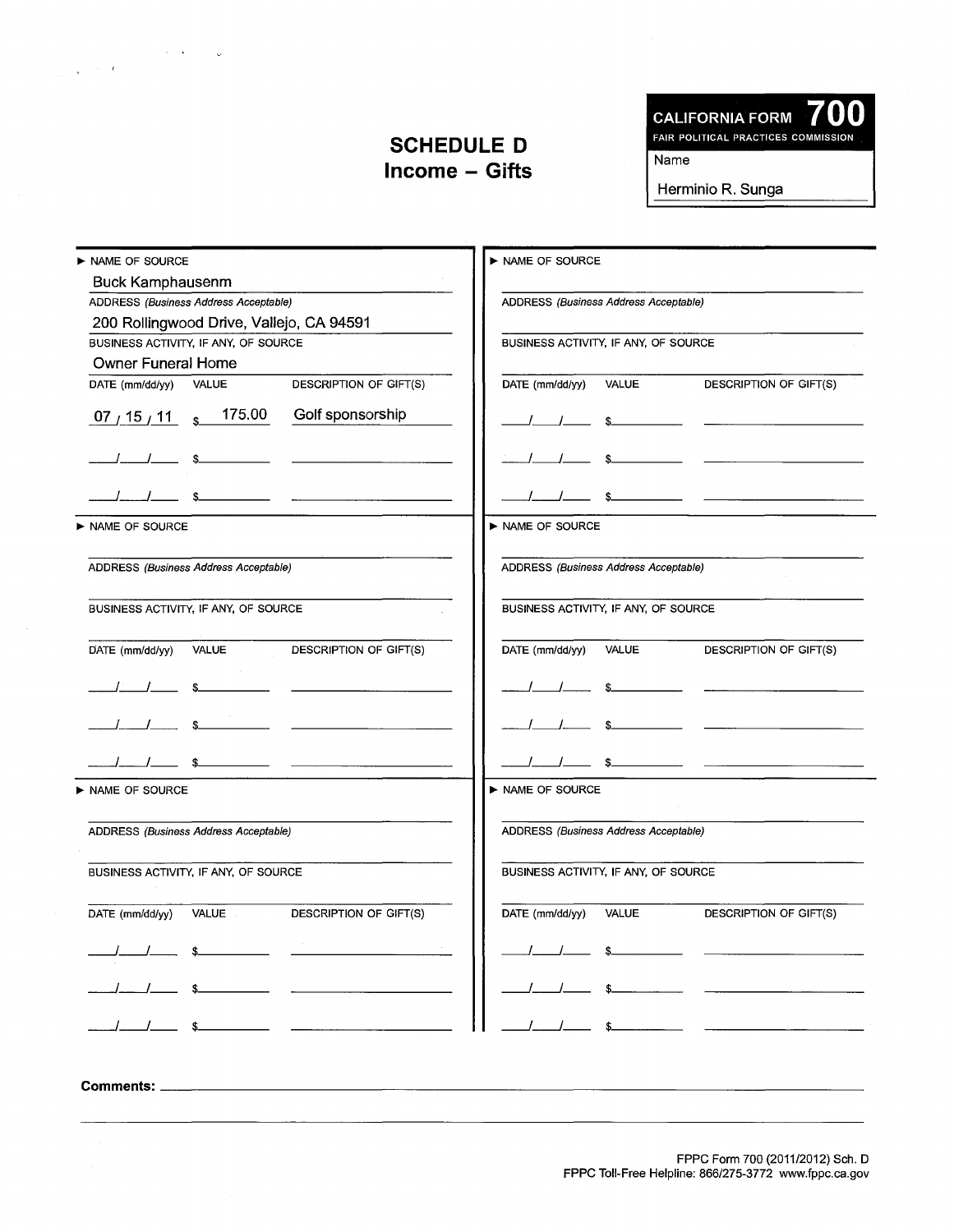# SCHEDULE D
## Income – Gifts

**CALIFORNIA FORM 700**
FAIR POLITICAL PRACTICES COMMISSION

Name
Herminio R. Sunga

► NAME OF SOURCE
Buck Kamphausenm

ADDRESS *(Business Address Acceptable)*
200 Rollingwood Drive, Vallejo, CA 94591

BUSINESS ACTIVITY, IF ANY, OF SOURCE
Owner Funeral Home

| DATE (mm/dd/yy) | VALUE | DESCRIPTION OF GIFT(S) |
|---|---|---|
| 07 / 15 / 11 | $ 175.00 | Golf sponsorship |
| ___/___/___ | $______ | |
| ___/___/___ | $______ | |

► NAME OF SOURCE

ADDRESS *(Business Address Acceptable)*

BUSINESS ACTIVITY, IF ANY, OF SOURCE

| DATE (mm/dd/yy) | VALUE | DESCRIPTION OF GIFT(S) |
|---|---|---|
| ___/___/___ | $______ | |
| ___/___/___ | $______ | |
| ___/___/___ | $______ | |

► NAME OF SOURCE

ADDRESS *(Business Address Acceptable)*

BUSINESS ACTIVITY, IF ANY, OF SOURCE

| DATE (mm/dd/yy) | VALUE | DESCRIPTION OF GIFT(S) |
|---|---|---|
| ___/___/___ | $______ | |
| ___/___/___ | $______ | |
| ___/___/___ | $______ | |

► NAME OF SOURCE

ADDRESS *(Business Address Acceptable)*

BUSINESS ACTIVITY, IF ANY, OF SOURCE

| DATE (mm/dd/yy) | VALUE | DESCRIPTION OF GIFT(S) |
|---|---|---|
| ___/___/___ | $______ | |
| ___/___/___ | $______ | |
| ___/___/___ | $______ | |

► NAME OF SOURCE

ADDRESS *(Business Address Acceptable)*

BUSINESS ACTIVITY, IF ANY, OF SOURCE

| DATE (mm/dd/yy) | VALUE | DESCRIPTION OF GIFT(S) |
|---|---|---|
| ___/___/___ | $______ | |
| ___/___/___ | $______ | |
| ___/___/___ | $______ | |

► NAME OF SOURCE

ADDRESS *(Business Address Acceptable)*

BUSINESS ACTIVITY, IF ANY, OF SOURCE

| DATE (mm/dd/yy) | VALUE | DESCRIPTION OF GIFT(S) |
|---|---|---|
| ___/___/___ | $______ | |
| ___/___/___ | $______ | |
| ___/___/___ | $______ | |

**Comments:** ______

FPPC Form 700 (2011/2012) Sch. D
FPPC Toll-Free Helpline: 866/275-3772 www.fppc.ca.gov